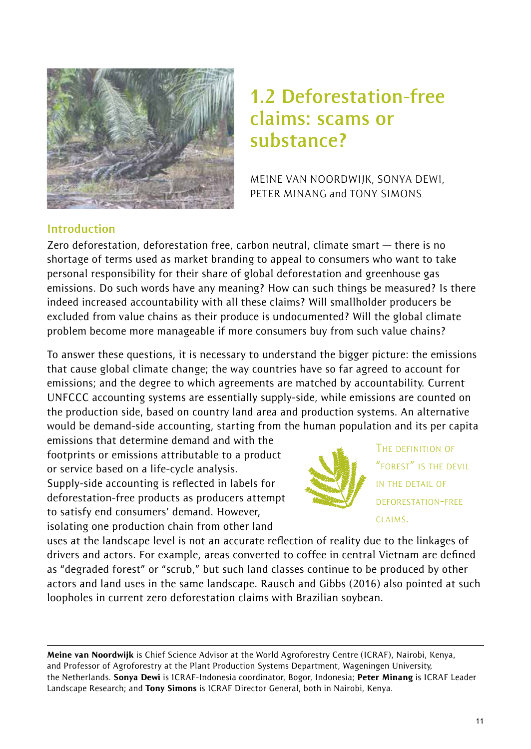# 1.2 Deforestation-free claims: scams or substance?

MEINE VAN NOORDWIJK, SONYA DEWI, PETER MINANG and TONY SIMONS

## Introduction

Zero deforestation, deforestation free, carbon neutral, climate smart — there is no shortage of terms used as market branding to appeal to consumers who want to take personal responsibility for their share of global deforestation and greenhouse gas emissions. Do such words have any meaning? How can such things be measured? Is there indeed increased accountability with all these claims? Will smallholder producers be excluded from value chains as their produce is undocumented? Will the global climate problem become more manageable if more consumers buy from such value chains?

To answer these questions, it is necessary to understand the bigger picture: the emissions that cause global climate change; the way countries have so far agreed to account for emissions; and the degree to which agreements are matched by accountability. Current UNFCCC accounting systems are essentially supply-side, while emissions are counted on the production side, based on country land area and production systems. An alternative would be demand-side accounting, starting from the human population and its per capita emissions that determine demand and with the footprints or emissions attributable to a product or service based on a life-cycle analysis. Supply-side accounting is reflected in labels for deforestation-free products as producers attempt to satisfy end consumers' demand. However, isolating one production chain from other land uses at the landscape level is not an accurate reflection of reality due to the linkages of drivers and actors. For example, areas converted to coffee in central Vietnam are defined as "degraded forest" or "scrub," but such land classes continue to be produced by other actors and land uses in the same landscape. Rausch and Gibbs (2016) also pointed at such loopholes in current zero deforestation claims with Brazilian soybean.

THE DEFINITION OF "FOREST" IS THE DEVIL IN THE DETAIL OF DEFORESTATION-FREE CLAIMS.

---

**Meine van Noordwijk** is Chief Science Advisor at the World Agroforestry Centre (ICRAF), Nairobi, Kenya, and Professor of Agroforestry at the Plant Production Systems Department, Wageningen University, the Netherlands. **Sonya Dewi** is ICRAF-Indonesia coordinator, Bogor, Indonesia; **Peter Minang** is ICRAF Leader Landscape Research; and **Tony Simons** is ICRAF Director General, both in Nairobi, Kenya.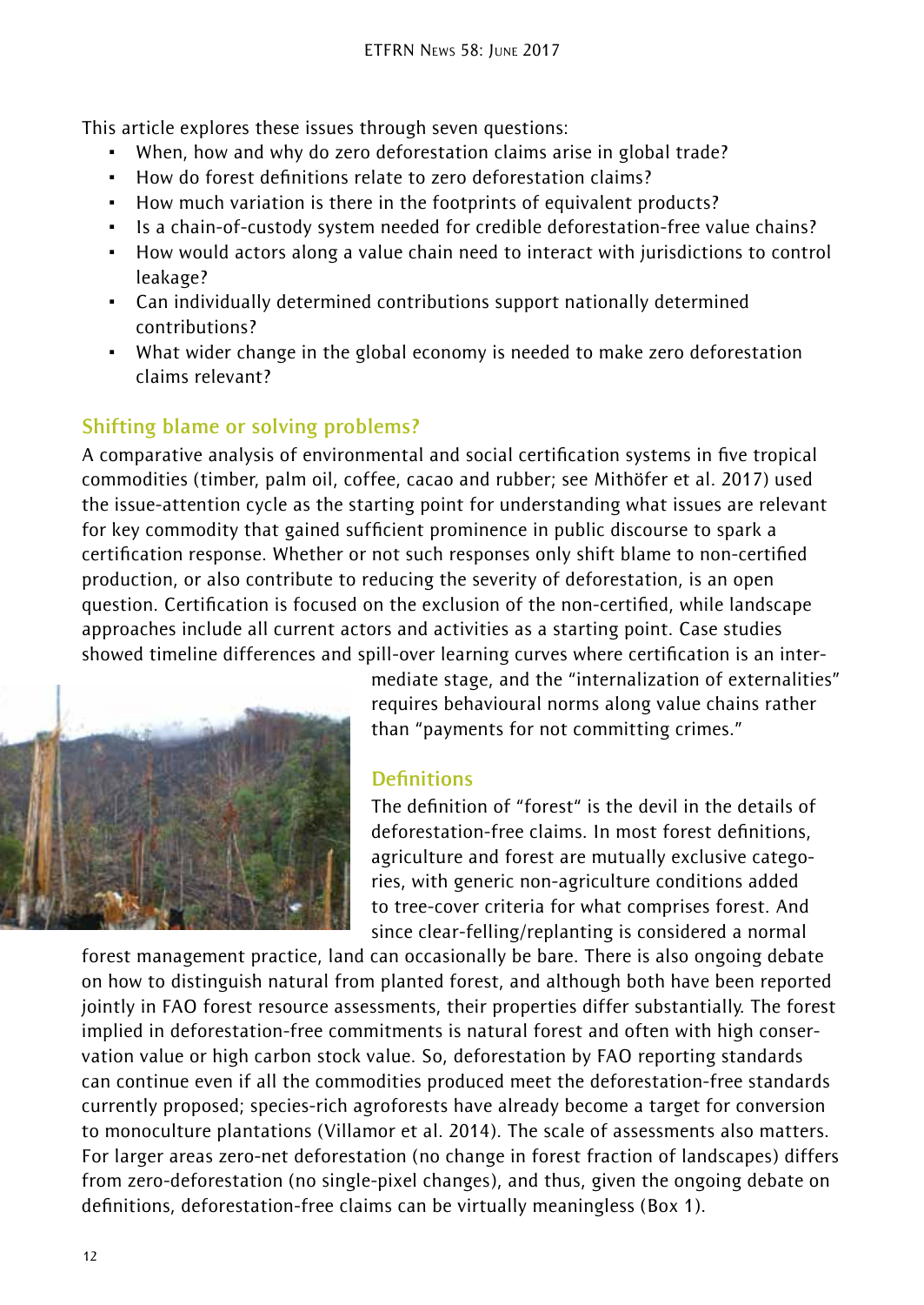This article explores these issues through seven questions:

- When, how and why do zero deforestation claims arise in global trade?
- How do forest definitions relate to zero deforestation claims?
- How much variation is there in the footprints of equivalent products?
- Is a chain-of-custody system needed for credible deforestation-free value chains?
- How would actors along a value chain need to interact with jurisdictions to control leakage?
- Can individually determined contributions support nationally determined contributions?
- What wider change in the global economy is needed to make zero deforestation claims relevant?

## Shifting blame or solving problems?

A comparative analysis of environmental and social certification systems in five tropical commodities (timber, palm oil, coffee, cacao and rubber; see Mithöfer et al. 2017) used the issue-attention cycle as the starting point for understanding what issues are relevant for key commodity that gained sufficient prominence in public discourse to spark a certification response. Whether or not such responses only shift blame to non-certified production, or also contribute to reducing the severity of deforestation, is an open question. Certification is focused on the exclusion of the non-certified, while landscape approaches include all current actors and activities as a starting point. Case studies showed timeline differences and spill-over learning curves where certification is an intermediate stage, and the "internalization of externalities" requires behavioural norms along value chains rather than "payments for not committing crimes."

## Definitions

The definition of "forest" is the devil in the details of deforestation-free claims. In most forest definitions, agriculture and forest are mutually exclusive categories, with generic non-agriculture conditions added to tree-cover criteria for what comprises forest. And since clear-felling/replanting is considered a normal forest management practice, land can occasionally be bare. There is also ongoing debate on how to distinguish natural from planted forest, and although both have been reported jointly in FAO forest resource assessments, their properties differ substantially. The forest implied in deforestation-free commitments is natural forest and often with high conservation value or high carbon stock value. So, deforestation by FAO reporting standards can continue even if all the commodities produced meet the deforestation-free standards currently proposed; species-rich agroforests have already become a target for conversion to monoculture plantations (Villamor et al. 2014). The scale of assessments also matters. For larger areas zero-net deforestation (no change in forest fraction of landscapes) differs from zero-deforestation (no single-pixel changes), and thus, given the ongoing debate on definitions, deforestation-free claims can be virtually meaningless (Box 1).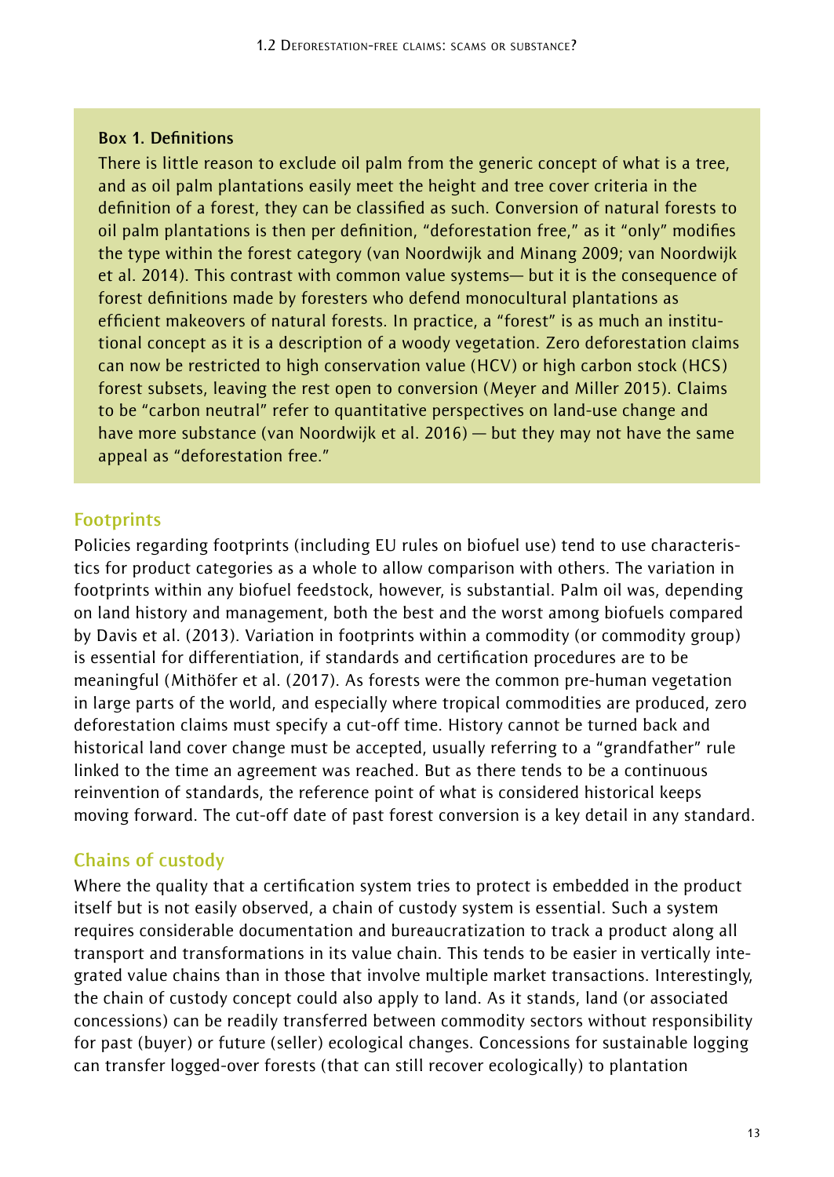**Box 1. Definitions**

There is little reason to exclude oil palm from the generic concept of what is a tree, and as oil palm plantations easily meet the height and tree cover criteria in the definition of a forest, they can be classified as such. Conversion of natural forests to oil palm plantations is then per definition, "deforestation free," as it "only" modifies the type within the forest category (van Noordwijk and Minang 2009; van Noordwijk et al. 2014). This contrast with common value systems— but it is the consequence of forest definitions made by foresters who defend monocultural plantations as efficient makeovers of natural forests. In practice, a "forest" is as much an institutional concept as it is a description of a woody vegetation. Zero deforestation claims can now be restricted to high conservation value (HCV) or high carbon stock (HCS) forest subsets, leaving the rest open to conversion (Meyer and Miller 2015). Claims to be "carbon neutral" refer to quantitative perspectives on land-use change and have more substance (van Noordwijk et al. 2016) — but they may not have the same appeal as "deforestation free."

## Footprints

Policies regarding footprints (including EU rules on biofuel use) tend to use characteristics for product categories as a whole to allow comparison with others. The variation in footprints within any biofuel feedstock, however, is substantial. Palm oil was, depending on land history and management, both the best and the worst among biofuels compared by Davis et al. (2013). Variation in footprints within a commodity (or commodity group) is essential for differentiation, if standards and certification procedures are to be meaningful (Mithöfer et al. (2017). As forests were the common pre-human vegetation in large parts of the world, and especially where tropical commodities are produced, zero deforestation claims must specify a cut-off time. History cannot be turned back and historical land cover change must be accepted, usually referring to a "grandfather" rule linked to the time an agreement was reached. But as there tends to be a continuous reinvention of standards, the reference point of what is considered historical keeps moving forward. The cut-off date of past forest conversion is a key detail in any standard.

## Chains of custody

Where the quality that a certification system tries to protect is embedded in the product itself but is not easily observed, a chain of custody system is essential. Such a system requires considerable documentation and bureaucratization to track a product along all transport and transformations in its value chain. This tends to be easier in vertically integrated value chains than in those that involve multiple market transactions. Interestingly, the chain of custody concept could also apply to land. As it stands, land (or associated concessions) can be readily transferred between commodity sectors without responsibility for past (buyer) or future (seller) ecological changes. Concessions for sustainable logging can transfer logged-over forests (that can still recover ecologically) to plantation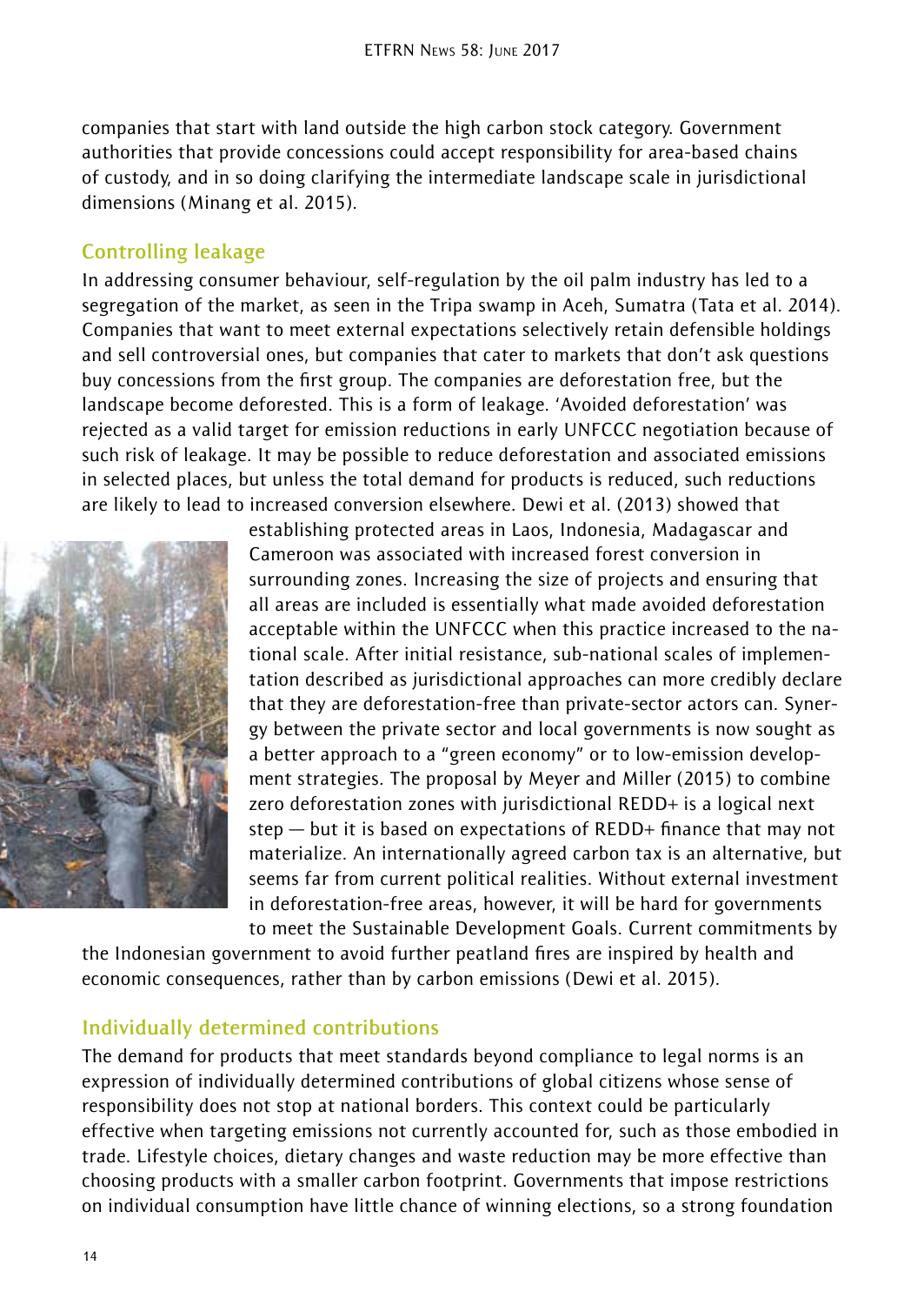companies that start with land outside the high carbon stock category. Government authorities that provide concessions could accept responsibility for area-based chains of custody, and in so doing clarifying the intermediate landscape scale in jurisdictional dimensions (Minang et al. 2015).

## Controlling leakage

In addressing consumer behaviour, self-regulation by the oil palm industry has led to a segregation of the market, as seen in the Tripa swamp in Aceh, Sumatra (Tata et al. 2014). Companies that want to meet external expectations selectively retain defensible holdings and sell controversial ones, but companies that cater to markets that don't ask questions buy concessions from the first group. The companies are deforestation free, but the landscape become deforested. This is a form of leakage. 'Avoided deforestation' was rejected as a valid target for emission reductions in early UNFCCC negotiation because of such risk of leakage. It may be possible to reduce deforestation and associated emissions in selected places, but unless the total demand for products is reduced, such reductions are likely to lead to increased conversion elsewhere. Dewi et al. (2013) showed that establishing protected areas in Laos, Indonesia, Madagascar and Cameroon was associated with increased forest conversion in surrounding zones. Increasing the size of projects and ensuring that all areas are included is essentially what made avoided deforestation acceptable within the UNFCCC when this practice increased to the national scale. After initial resistance, sub-national scales of implementation described as jurisdictional approaches can more credibly declare that they are deforestation-free than private-sector actors can. Synergy between the private sector and local governments is now sought as a better approach to a "green economy" or to low-emission development strategies. The proposal by Meyer and Miller (2015) to combine zero deforestation zones with jurisdictional REDD+ is a logical next step — but it is based on expectations of REDD+ finance that may not materialize. An internationally agreed carbon tax is an alternative, but seems far from current political realities. Without external investment in deforestation-free areas, however, it will be hard for governments to meet the Sustainable Development Goals. Current commitments by the Indonesian government to avoid further peatland fires are inspired by health and economic consequences, rather than by carbon emissions (Dewi et al. 2015).

## Individually determined contributions

The demand for products that meet standards beyond compliance to legal norms is an expression of individually determined contributions of global citizens whose sense of responsibility does not stop at national borders. This context could be particularly effective when targeting emissions not currently accounted for, such as those embodied in trade. Lifestyle choices, dietary changes and waste reduction may be more effective than choosing products with a smaller carbon footprint. Governments that impose restrictions on individual consumption have little chance of winning elections, so a strong foundation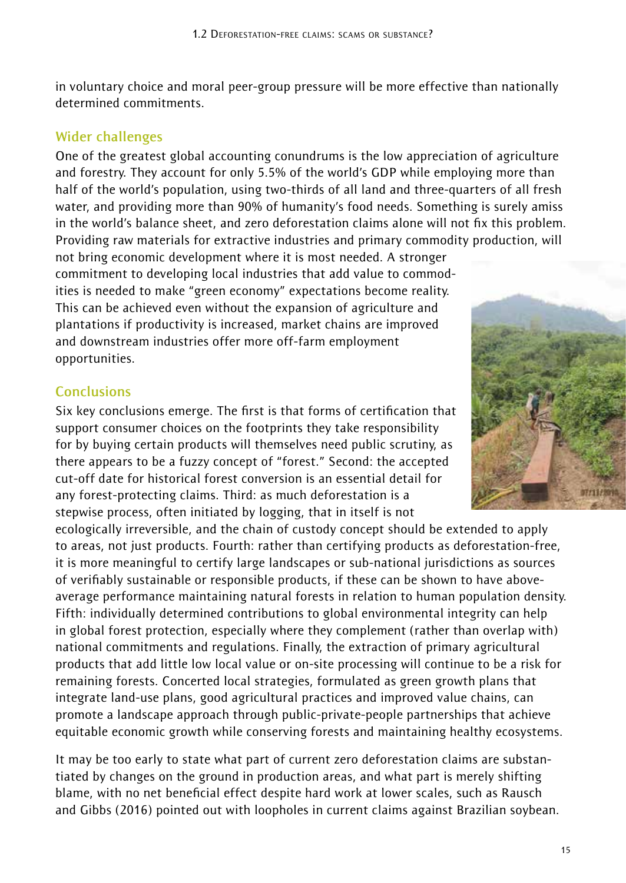in voluntary choice and moral peer-group pressure will be more effective than nationally determined commitments.

## Wider challenges

One of the greatest global accounting conundrums is the low appreciation of agriculture and forestry. They account for only 5.5% of the world's GDP while employing more than half of the world's population, using two-thirds of all land and three-quarters of all fresh water, and providing more than 90% of humanity's food needs. Something is surely amiss in the world's balance sheet, and zero deforestation claims alone will not fix this problem. Providing raw materials for extractive industries and primary commodity production, will not bring economic development where it is most needed. A stronger commitment to developing local industries that add value to commodities is needed to make "green economy" expectations become reality. This can be achieved even without the expansion of agriculture and plantations if productivity is increased, market chains are improved and downstream industries offer more off-farm employment opportunities.

## Conclusions

Six key conclusions emerge. The first is that forms of certification that support consumer choices on the footprints they take responsibility for by buying certain products will themselves need public scrutiny, as there appears to be a fuzzy concept of "forest." Second: the accepted cut-off date for historical forest conversion is an essential detail for any forest-protecting claims. Third: as much deforestation is a stepwise process, often initiated by logging, that in itself is not ecologically irreversible, and the chain of custody concept should be extended to apply to areas, not just products. Fourth: rather than certifying products as deforestation-free, it is more meaningful to certify large landscapes or sub-national jurisdictions as sources of verifiably sustainable or responsible products, if these can be shown to have above-average performance maintaining natural forests in relation to human population density. Fifth: individually determined contributions to global environmental integrity can help in global forest protection, especially where they complement (rather than overlap with) national commitments and regulations. Finally, the extraction of primary agricultural products that add little low local value or on-site processing will continue to be a risk for remaining forests. Concerted local strategies, formulated as green growth plans that integrate land-use plans, good agricultural practices and improved value chains, can promote a landscape approach through public-private-people partnerships that achieve equitable economic growth while conserving forests and maintaining healthy ecosystems.

It may be too early to state what part of current zero deforestation claims are substantiated by changes on the ground in production areas, and what part is merely shifting blame, with no net beneficial effect despite hard work at lower scales, such as Rausch and Gibbs (2016) pointed out with loopholes in current claims against Brazilian soybean.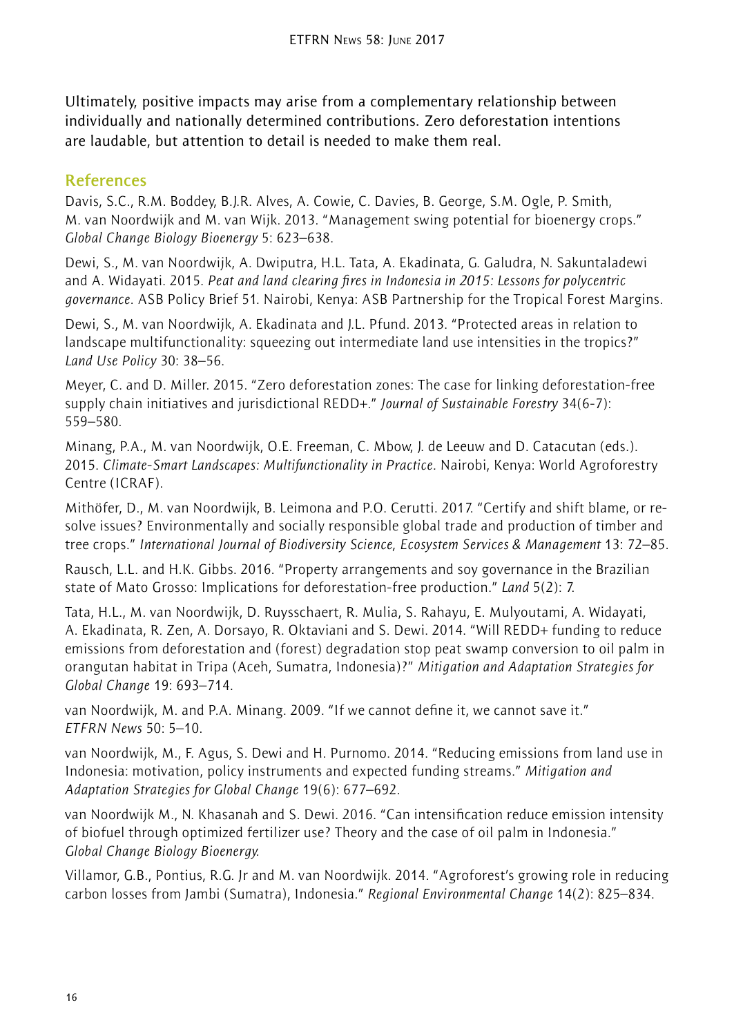Ultimately, positive impacts may arise from a complementary relationship between individually and nationally determined contributions. Zero deforestation intentions are laudable, but attention to detail is needed to make them real.

## References

Davis, S.C., R.M. Boddey, B.J.R. Alves, A. Cowie, C. Davies, B. George, S.M. Ogle, P. Smith, M. van Noordwijk and M. van Wijk. 2013. "Management swing potential for bioenergy crops." *Global Change Biology Bioenergy* 5: 623–638.

Dewi, S., M. van Noordwijk, A. Dwiputra, H.L. Tata, A. Ekadinata, G. Galudra, N. Sakuntaladewi and A. Widayati. 2015. *Peat and land clearing fires in Indonesia in 2015: Lessons for polycentric governance.* ASB Policy Brief 51. Nairobi, Kenya: ASB Partnership for the Tropical Forest Margins.

Dewi, S., M. van Noordwijk, A. Ekadinata and J.L. Pfund. 2013. "Protected areas in relation to landscape multifunctionality: squeezing out intermediate land use intensities in the tropics?" *Land Use Policy* 30: 38–56.

Meyer, C. and D. Miller. 2015. "Zero deforestation zones: The case for linking deforestation-free supply chain initiatives and jurisdictional REDD+." *Journal of Sustainable Forestry* 34(6-7): 559–580.

Minang, P.A., M. van Noordwijk, O.E. Freeman, C. Mbow, J. de Leeuw and D. Catacutan (eds.). 2015. *Climate-Smart Landscapes: Multifunctionality in Practice.* Nairobi, Kenya: World Agroforestry Centre (ICRAF).

Mithöfer, D., M. van Noordwijk, B. Leimona and P.O. Cerutti. 2017. "Certify and shift blame, or resolve issues? Environmentally and socially responsible global trade and production of timber and tree crops." *International Journal of Biodiversity Science, Ecosystem Services & Management* 13: 72–85.

Rausch, L.L. and H.K. Gibbs. 2016. "Property arrangements and soy governance in the Brazilian state of Mato Grosso: Implications for deforestation-free production." *Land* 5(2): 7.

Tata, H.L., M. van Noordwijk, D. Ruysschaert, R. Mulia, S. Rahayu, E. Mulyoutami, A. Widayati, A. Ekadinata, R. Zen, A. Dorsayo, R. Oktaviani and S. Dewi. 2014. "Will REDD+ funding to reduce emissions from deforestation and (forest) degradation stop peat swamp conversion to oil palm in orangutan habitat in Tripa (Aceh, Sumatra, Indonesia)?" *Mitigation and Adaptation Strategies for Global Change* 19: 693–714.

van Noordwijk, M. and P.A. Minang. 2009. "If we cannot define it, we cannot save it." *ETFRN News* 50: 5–10.

van Noordwijk, M., F. Agus, S. Dewi and H. Purnomo. 2014. "Reducing emissions from land use in Indonesia: motivation, policy instruments and expected funding streams." *Mitigation and Adaptation Strategies for Global Change* 19(6): 677–692.

van Noordwijk M., N. Khasanah and S. Dewi. 2016. "Can intensification reduce emission intensity of biofuel through optimized fertilizer use? Theory and the case of oil palm in Indonesia." *Global Change Biology Bioenergy.*

Villamor, G.B., Pontius, R.G. Jr and M. van Noordwijk. 2014. "Agroforest's growing role in reducing carbon losses from Jambi (Sumatra), Indonesia." *Regional Environmental Change* 14(2): 825–834.